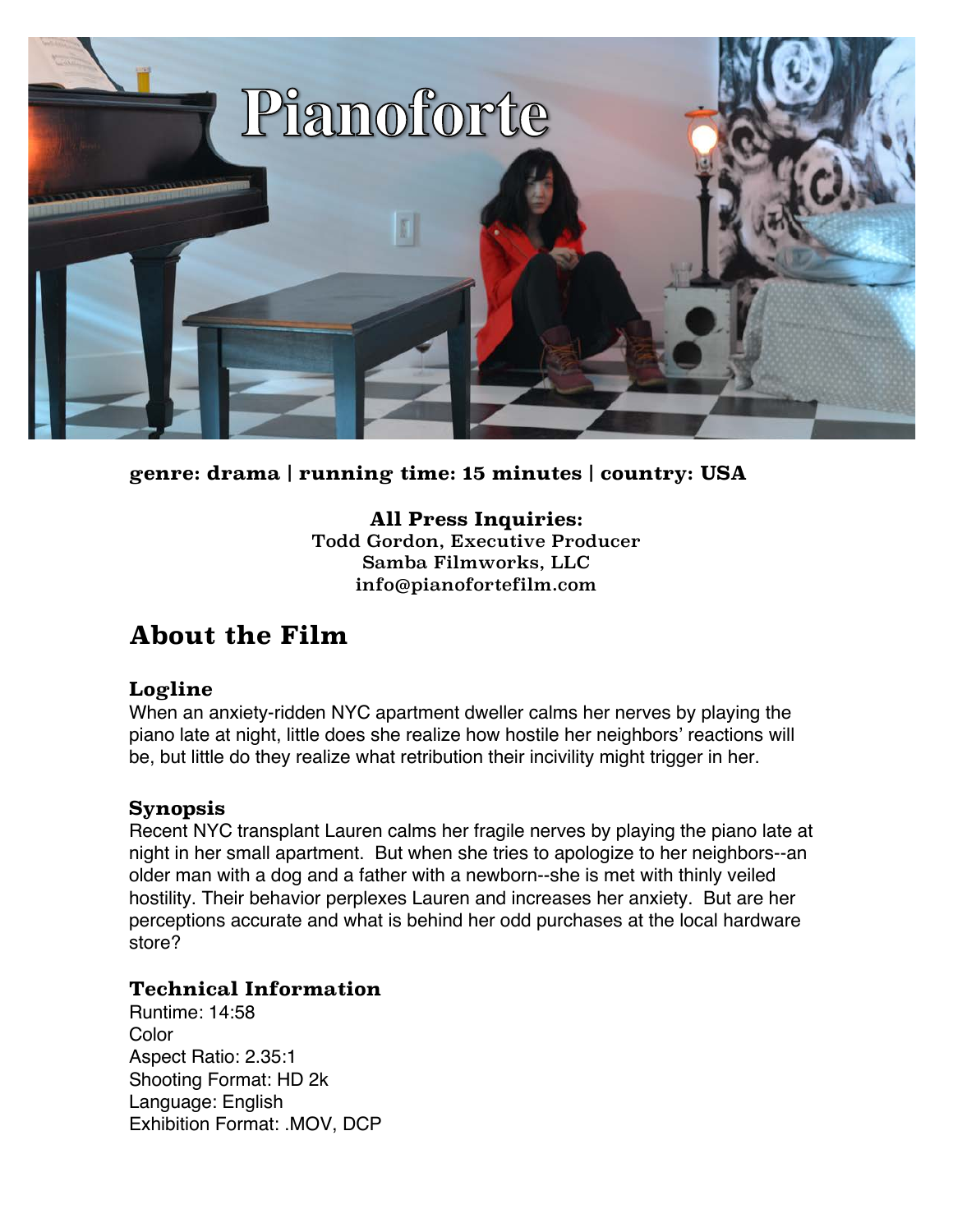# Pianoforte

**genre: drama | running time: 15 minutes | country: USA**

**All Press Inquiries:**
Todd Gordon, Executive Producer
Samba Filmworks, LLC
info@pianofortefilm.com

## About the Film

### Logline

When an anxiety-ridden NYC apartment dweller calms her nerves by playing the piano late at night, little does she realize how hostile her neighbors' reactions will be, but little do they realize what retribution their incivility might trigger in her.

### Synopsis

Recent NYC transplant Lauren calms her fragile nerves by playing the piano late at night in her small apartment. But when she tries to apologize to her neighbors--an older man with a dog and a father with a newborn--she is met with thinly veiled hostility. Their behavior perplexes Lauren and increases her anxiety. But are her perceptions accurate and what is behind her odd purchases at the local hardware store?

### Technical Information

Runtime: 14:58
Color
Aspect Ratio: 2.35:1
Shooting Format: HD 2k
Language: English
Exhibition Format: .MOV, DCP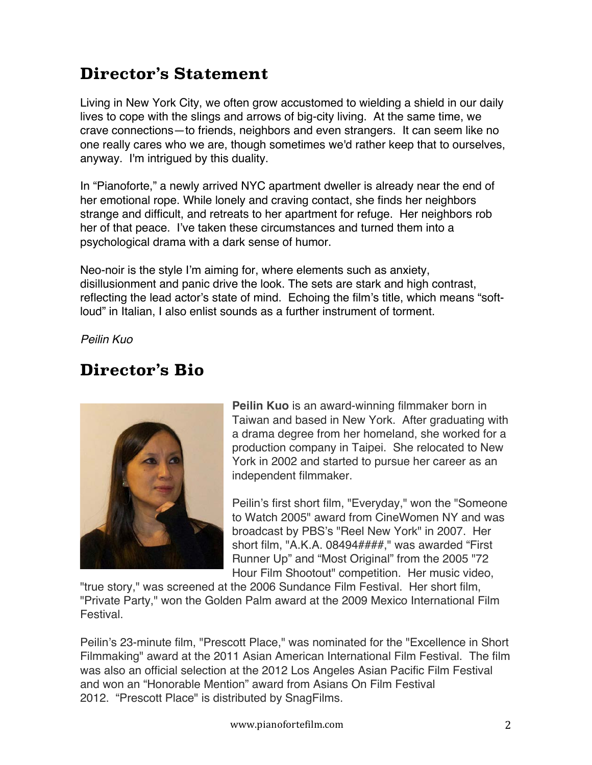## Director's Statement

Living in New York City, we often grow accustomed to wielding a shield in our daily lives to cope with the slings and arrows of big-city living. At the same time, we crave connections—to friends, neighbors and even strangers. It can seem like no one really cares who we are, though sometimes we'd rather keep that to ourselves, anyway. I'm intrigued by this duality.

In "Pianoforte," a newly arrived NYC apartment dweller is already near the end of her emotional rope. While lonely and craving contact, she finds her neighbors strange and difficult, and retreats to her apartment for refuge. Her neighbors rob her of that peace. I've taken these circumstances and turned them into a psychological drama with a dark sense of humor.

Neo-noir is the style I'm aiming for, where elements such as anxiety, disillusionment and panic drive the look. The sets are stark and high contrast, reflecting the lead actor's state of mind. Echoing the film's title, which means "soft-loud" in Italian, I also enlist sounds as a further instrument of torment.

*Peilin Kuo*

## Director's Bio

**Peilin Kuo** is an award-winning filmmaker born in Taiwan and based in New York. After graduating with a drama degree from her homeland, she worked for a production company in Taipei. She relocated to New York in 2002 and started to pursue her career as an independent filmmaker.

Peilin's first short film, "Everyday," won the "Someone to Watch 2005" award from CineWomen NY and was broadcast by PBS's "Reel New York" in 2007. Her short film, "A.K.A. 08494####," was awarded "First Runner Up" and "Most Original" from the 2005 "72 Hour Film Shootout" competition. Her music video, "true story," was screened at the 2006 Sundance Film Festival. Her short film, "Private Party," won the Golden Palm award at the 2009 Mexico International Film Festival.

Peilin's 23-minute film, "Prescott Place," was nominated for the "Excellence in Short Filmmaking" award at the 2011 Asian American International Film Festival. The film was also an official selection at the 2012 Los Angeles Asian Pacific Film Festival and won an "Honorable Mention" award from Asians On Film Festival 2012. "Prescott Place" is distributed by SnagFilms.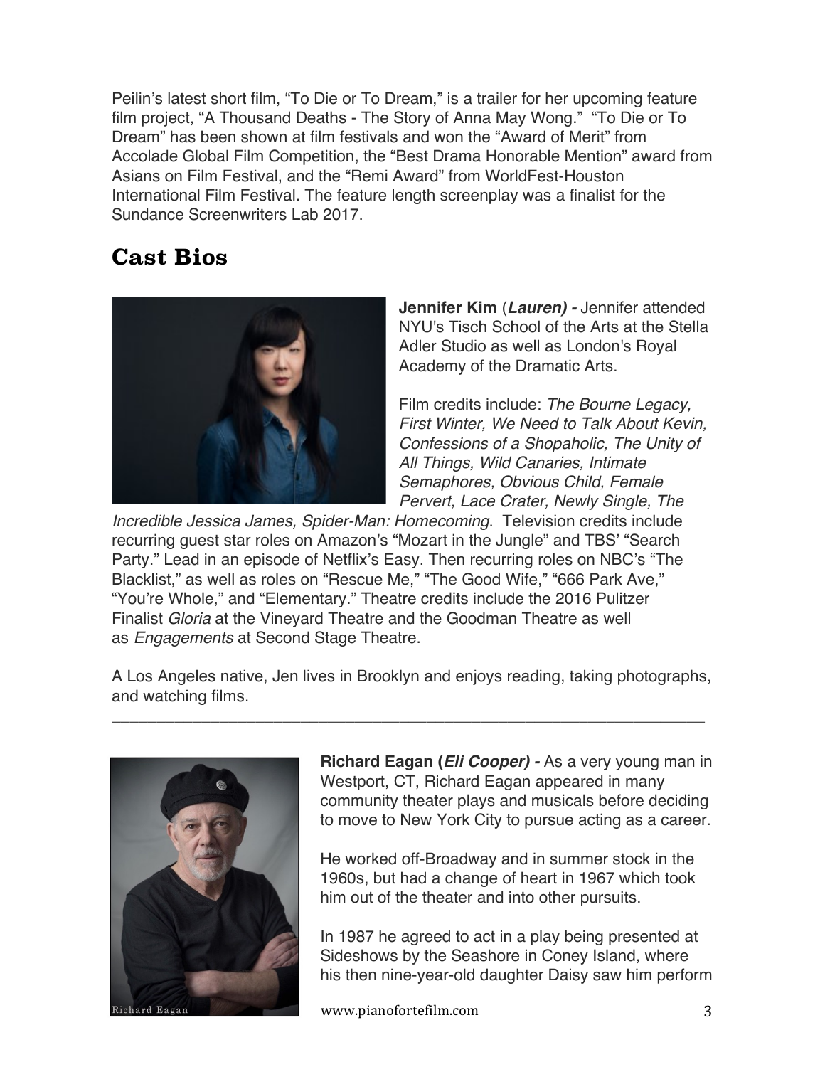Peilin's latest short film, "To Die or To Dream," is a trailer for her upcoming feature film project, "A Thousand Deaths - The Story of Anna May Wong." "To Die or To Dream" has been shown at film festivals and won the "Award of Merit" from Accolade Global Film Competition, the "Best Drama Honorable Mention" award from Asians on Film Festival, and the "Remi Award" from WorldFest-Houston International Film Festival. The feature length screenplay was a finalist for the Sundance Screenwriters Lab 2017.

## Cast Bios

**Jennifer Kim** (***Lauren) -*** Jennifer attended NYU's Tisch School of the Arts at the Stella Adler Studio as well as London's Royal Academy of the Dramatic Arts.

Film credits include: *The Bourne Legacy, First Winter, We Need to Talk About Kevin, Confessions of a Shopaholic, The Unity of All Things, Wild Canaries, Intimate Semaphores, Obvious Child, Female Pervert, Lace Crater, Newly Single, The Incredible Jessica James, Spider-Man: Homecoming*. Television credits include recurring guest star roles on Amazon's "Mozart in the Jungle" and TBS' "Search Party." Lead in an episode of Netflix's Easy. Then recurring roles on NBC's "The Blacklist," as well as roles on "Rescue Me," "The Good Wife," "666 Park Ave," "You're Whole," and "Elementary." Theatre credits include the 2016 Pulitzer Finalist *Gloria* at the Vineyard Theatre and the Goodman Theatre as well as *Engagements* at Second Stage Theatre.

A Los Angeles native, Jen lives in Brooklyn and enjoys reading, taking photographs, and watching films.

---

Richard Eagan

**Richard Eagan (*Eli Cooper) -*** As a very young man in Westport, CT, Richard Eagan appeared in many community theater plays and musicals before deciding to move to New York City to pursue acting as a career.

He worked off-Broadway and in summer stock in the 1960s, but had a change of heart in 1967 which took him out of the theater and into other pursuits.

In 1987 he agreed to act in a play being presented at Sideshows by the Seashore in Coney Island, where his then nine-year-old daughter Daisy saw him perform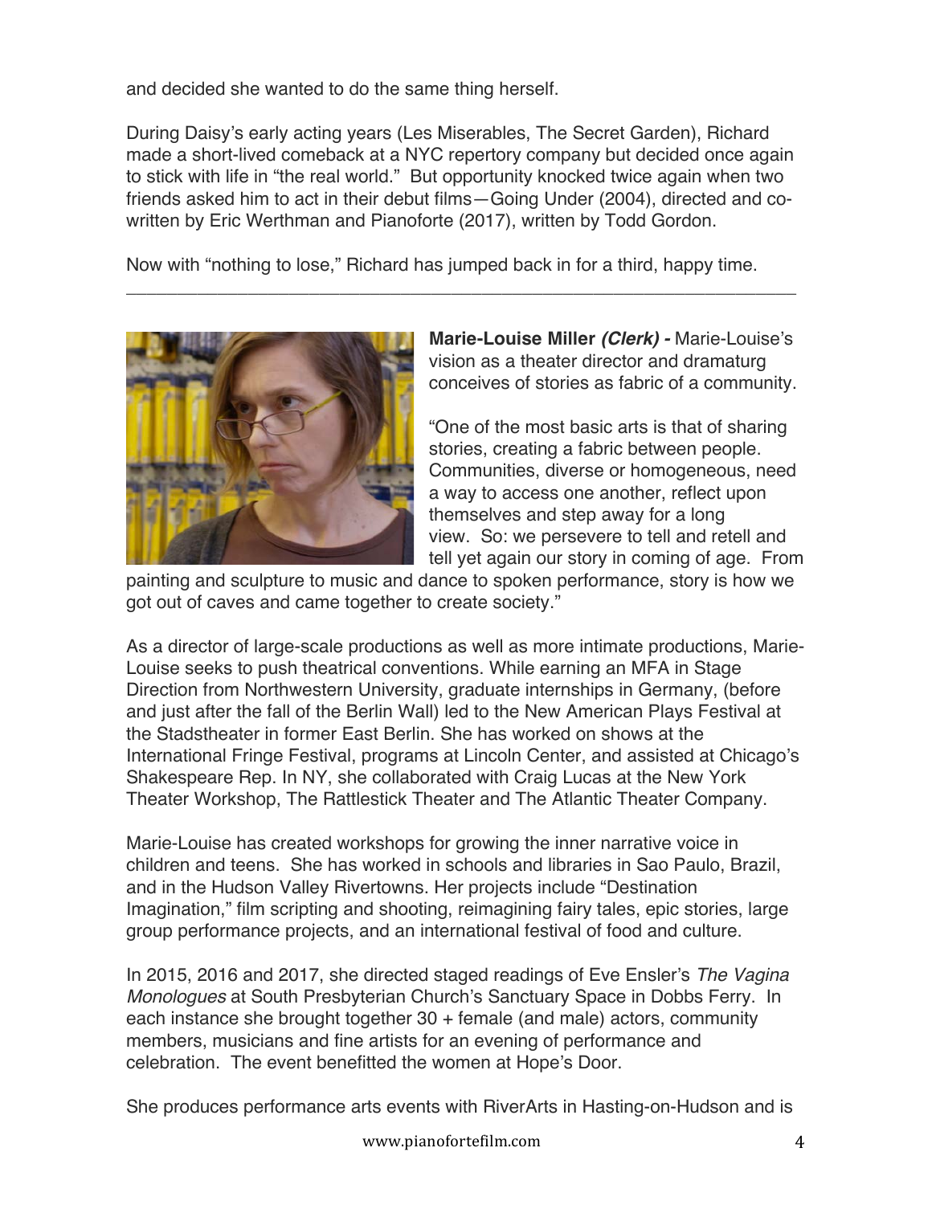and decided she wanted to do the same thing herself.

During Daisy's early acting years (Les Miserables, The Secret Garden), Richard made a short-lived comeback at a NYC repertory company but decided once again to stick with life in "the real world." But opportunity knocked twice again when two friends asked him to act in their debut films—Going Under (2004), directed and co-written by Eric Werthman and Pianoforte (2017), written by Todd Gordon.

Now with "nothing to lose," Richard has jumped back in for a third, happy time.

---

**Marie-Louise Miller *(Clerk)* -** Marie-Louise's vision as a theater director and dramaturg conceives of stories as fabric of a community.

"One of the most basic arts is that of sharing stories, creating a fabric between people. Communities, diverse or homogeneous, need a way to access one another, reflect upon themselves and step away for a long view. So: we persevere to tell and retell and tell yet again our story in coming of age. From painting and sculpture to music and dance to spoken performance, story is how we got out of caves and came together to create society."

As a director of large-scale productions as well as more intimate productions, Marie-Louise seeks to push theatrical conventions. While earning an MFA in Stage Direction from Northwestern University, graduate internships in Germany, (before and just after the fall of the Berlin Wall) led to the New American Plays Festival at the Stadstheater in former East Berlin. She has worked on shows at the International Fringe Festival, programs at Lincoln Center, and assisted at Chicago's Shakespeare Rep. In NY, she collaborated with Craig Lucas at the New York Theater Workshop, The Rattlestick Theater and The Atlantic Theater Company.

Marie-Louise has created workshops for growing the inner narrative voice in children and teens. She has worked in schools and libraries in Sao Paulo, Brazil, and in the Hudson Valley Rivertowns. Her projects include "Destination Imagination," film scripting and shooting, reimagining fairy tales, epic stories, large group performance projects, and an international festival of food and culture.

In 2015, 2016 and 2017, she directed staged readings of Eve Ensler's *The Vagina Monologues* at South Presbyterian Church's Sanctuary Space in Dobbs Ferry. In each instance she brought together 30 + female (and male) actors, community members, musicians and fine artists for an evening of performance and celebration. The event benefitted the women at Hope's Door.

She produces performance arts events with RiverArts in Hasting-on-Hudson and is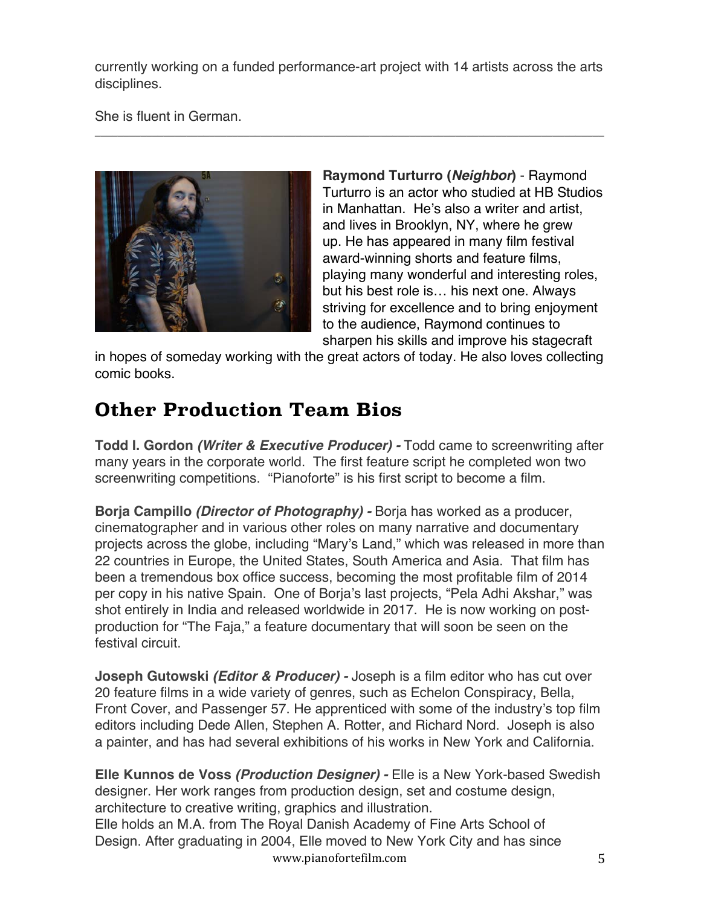currently working on a funded performance-art project with 14 artists across the arts disciplines.

She is fluent in German.

---

**Raymond Turturro (*Neighbor*)** - Raymond Turturro is an actor who studied at HB Studios in Manhattan. He's also a writer and artist, and lives in Brooklyn, NY, where he grew up. He has appeared in many film festival award-winning shorts and feature films, playing many wonderful and interesting roles, but his best role is… his next one. Always striving for excellence and to bring enjoyment to the audience, Raymond continues to sharpen his skills and improve his stagecraft in hopes of someday working with the great actors of today. He also loves collecting comic books.

## Other Production Team Bios

**Todd I. Gordon *(Writer & Executive Producer) -*** Todd came to screenwriting after many years in the corporate world. The first feature script he completed won two screenwriting competitions. "Pianoforte" is his first script to become a film.

**Borja Campillo *(Director of Photography) -*** Borja has worked as a producer, cinematographer and in various other roles on many narrative and documentary projects across the globe, including "Mary's Land," which was released in more than 22 countries in Europe, the United States, South America and Asia. That film has been a tremendous box office success, becoming the most profitable film of 2014 per copy in his native Spain. One of Borja's last projects, "Pela Adhi Akshar," was shot entirely in India and released worldwide in 2017. He is now working on post-production for "The Faja," a feature documentary that will soon be seen on the festival circuit.

**Joseph Gutowski *(Editor & Producer) -*** Joseph is a film editor who has cut over 20 feature films in a wide variety of genres, such as Echelon Conspiracy, Bella, Front Cover, and Passenger 57. He apprenticed with some of the industry's top film editors including Dede Allen, Stephen A. Rotter, and Richard Nord. Joseph is also a painter, and has had several exhibitions of his works in New York and California.

**Elle Kunnos de Voss *(Production Designer) -*** Elle is a New York-based Swedish designer. Her work ranges from production design, set and costume design, architecture to creative writing, graphics and illustration.
Elle holds an M.A. from The Royal Danish Academy of Fine Arts School of Design. After graduating in 2004, Elle moved to New York City and has since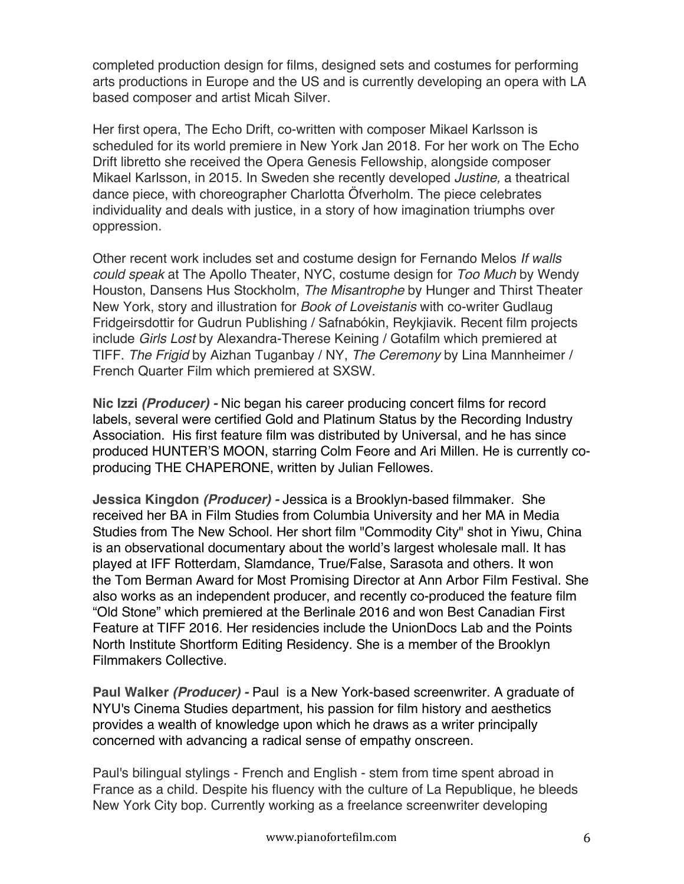completed production design for films, designed sets and costumes for performing arts productions in Europe and the US and is currently developing an opera with LA based composer and artist Micah Silver.

Her first opera, The Echo Drift, co-written with composer Mikael Karlsson is scheduled for its world premiere in New York Jan 2018. For her work on The Echo Drift libretto she received the Opera Genesis Fellowship, alongside composer Mikael Karlsson, in 2015. In Sweden she recently developed *Justine,* a theatrical dance piece, with choreographer Charlotta Öfverholm. The piece celebrates individuality and deals with justice, in a story of how imagination triumphs over oppression.

Other recent work includes set and costume design for Fernando Melos *If walls could speak* at The Apollo Theater, NYC, costume design for *Too Much* by Wendy Houston, Dansens Hus Stockholm, *The Misantrophe* by Hunger and Thirst Theater New York, story and illustration for *Book of Loveistanis* with co-writer Gudlaug Fridgeirsdottir for Gudrun Publishing / Safnabókin, Reykjiavik. Recent film projects include *Girls Lost* by Alexandra-Therese Keining / Gotafilm which premiered at TIFF. *The Frigid* by Aizhan Tuganbay / NY, *The Ceremony* by Lina Mannheimer / French Quarter Film which premiered at SXSW.

**Nic Izzi *(Producer) -*** Nic began his career producing concert films for record labels, several were certified Gold and Platinum Status by the Recording Industry Association. His first feature film was distributed by Universal, and he has since produced HUNTER'S MOON, starring Colm Feore and Ari Millen. He is currently co-producing THE CHAPERONE, written by Julian Fellowes.

**Jessica Kingdon *(Producer) -*** Jessica is a Brooklyn-based filmmaker. She received her BA in Film Studies from Columbia University and her MA in Media Studies from The New School. Her short film "Commodity City" shot in Yiwu, China is an observational documentary about the world's largest wholesale mall. It has played at IFF Rotterdam, Slamdance, True/False, Sarasota and others. It won the Tom Berman Award for Most Promising Director at Ann Arbor Film Festival. She also works as an independent producer, and recently co-produced the feature film "Old Stone" which premiered at the Berlinale 2016 and won Best Canadian First Feature at TIFF 2016. Her residencies include the UnionDocs Lab and the Points North Institute Shortform Editing Residency. She is a member of the Brooklyn Filmmakers Collective.

**Paul Walker *(Producer) -*** Paul is a New York-based screenwriter. A graduate of NYU's Cinema Studies department, his passion for film history and aesthetics provides a wealth of knowledge upon which he draws as a writer principally concerned with advancing a radical sense of empathy onscreen.

Paul's bilingual stylings - French and English - stem from time spent abroad in France as a child. Despite his fluency with the culture of La Republique, he bleeds New York City bop. Currently working as a freelance screenwriter developing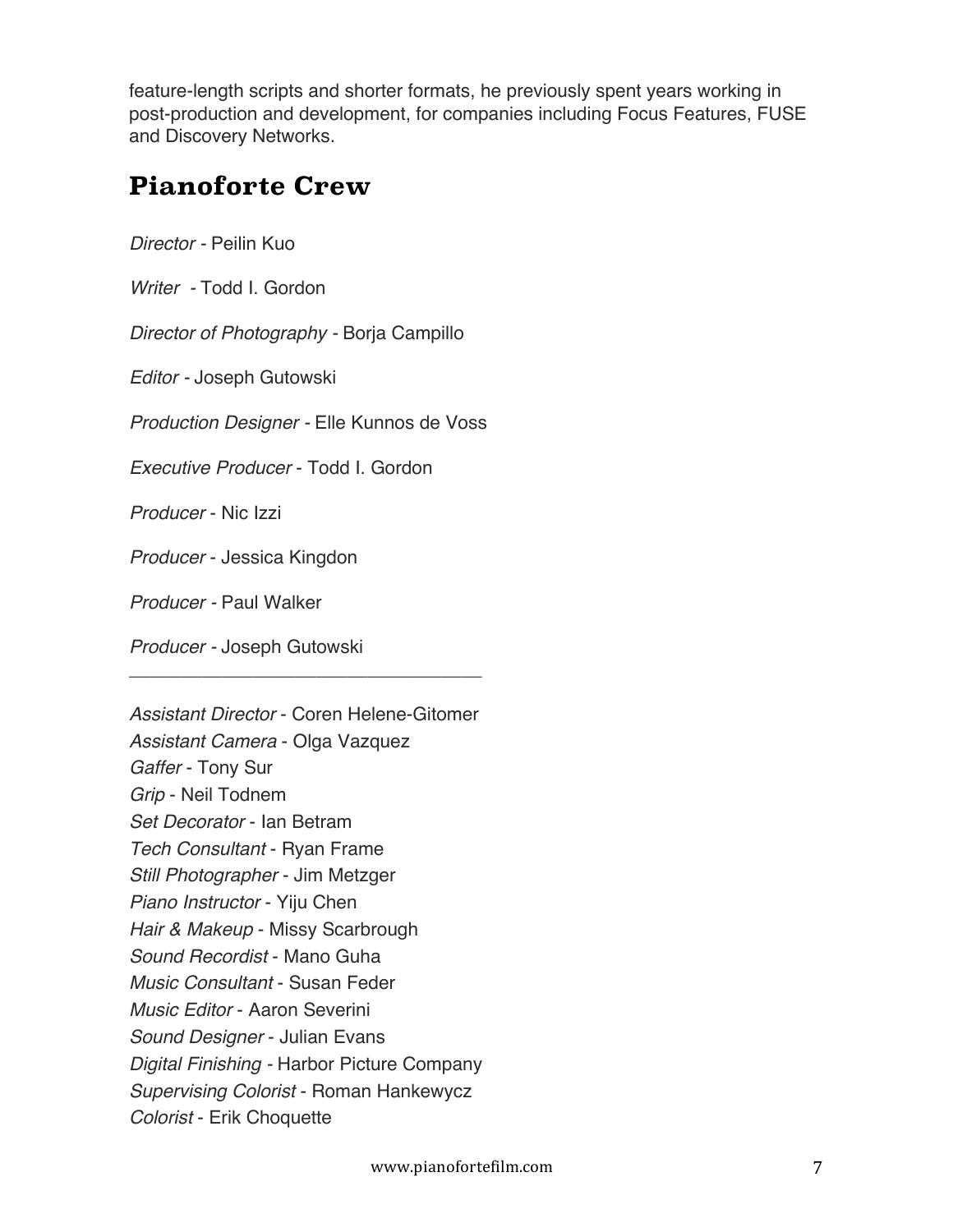feature-length scripts and shorter formats, he previously spent years working in post-production and development, for companies including Focus Features, FUSE and Discovery Networks.

## Pianoforte Crew

*Director* - Peilin Kuo

*Writer* - Todd I. Gordon

*Director of Photography* - Borja Campillo

*Editor* - Joseph Gutowski

*Production Designer* - Elle Kunnos de Voss

*Executive Producer* - Todd I. Gordon

*Producer* - Nic Izzi

*Producer* - Jessica Kingdon

*Producer* - Paul Walker

*Producer* - Joseph Gutowski

---

*Assistant Director* - Coren Helene-Gitomer
*Assistant Camera* - Olga Vazquez
*Gaffer* - Tony Sur
*Grip* - Neil Todnem
*Set Decorator* - Ian Betram
*Tech Consultant* - Ryan Frame
*Still Photographer* - Jim Metzger
*Piano Instructor* - Yiju Chen
*Hair & Makeup* - Missy Scarbrough
*Sound Recordist* - Mano Guha
*Music Consultant* - Susan Feder
*Music Editor* - Aaron Severini
*Sound Designer* - Julian Evans
*Digital Finishing* - Harbor Picture Company
*Supervising Colorist* - Roman Hankewycz
*Colorist* - Erik Choquette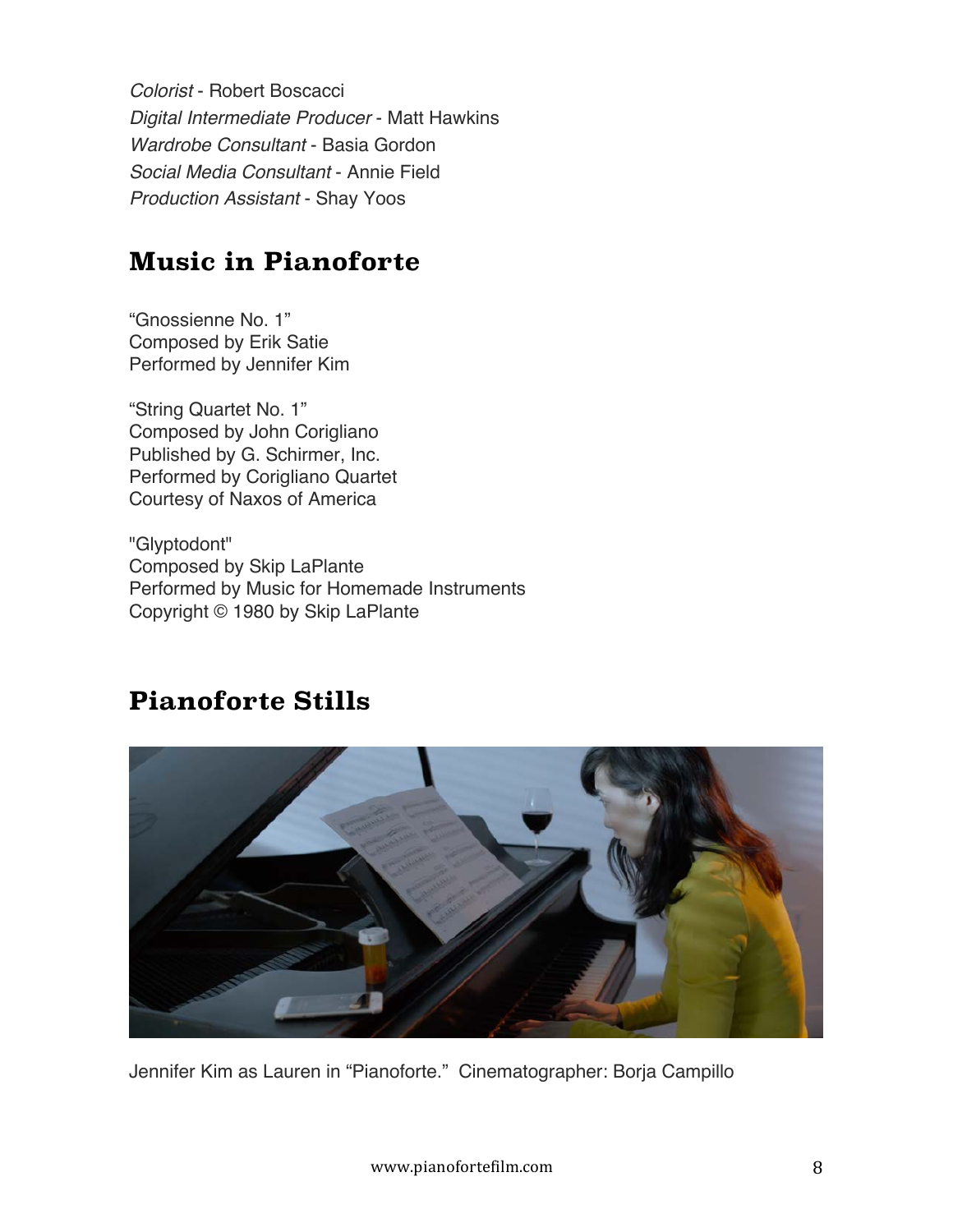*Colorist* - Robert Boscacci
*Digital Intermediate Producer* - Matt Hawkins
*Wardrobe Consultant* - Basia Gordon
*Social Media Consultant* - Annie Field
*Production Assistant* - Shay Yoos

## Music in Pianoforte

"Gnossienne No. 1"
Composed by Erik Satie
Performed by Jennifer Kim

"String Quartet No. 1"
Composed by John Corigliano
Published by G. Schirmer, Inc.
Performed by Corigliano Quartet
Courtesy of Naxos of America

"Glyptodont"
Composed by Skip LaPlante
Performed by Music for Homemade Instruments
Copyright © 1980 by Skip LaPlante

## Pianoforte Stills

Jennifer Kim as Lauren in "Pianoforte." Cinematographer: Borja Campillo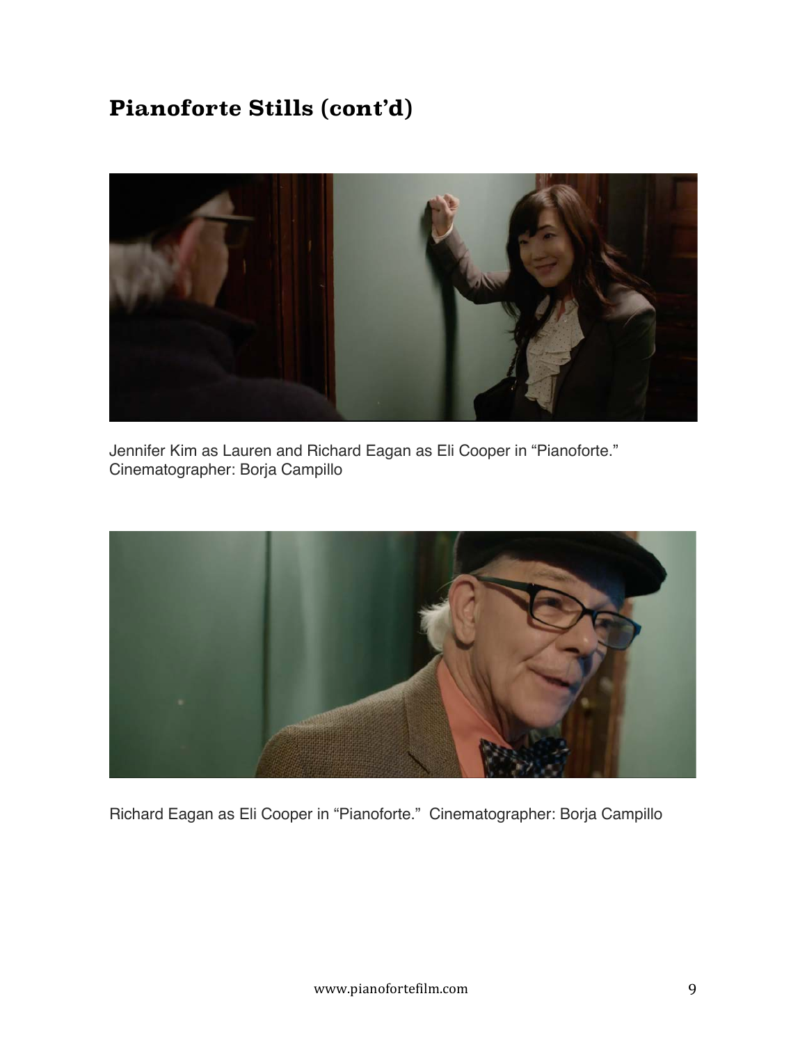## Pianoforte Stills (cont'd)

Jennifer Kim as Lauren and Richard Eagan as Eli Cooper in "Pianoforte."
Cinematographer: Borja Campillo

Richard Eagan as Eli Cooper in "Pianoforte." Cinematographer: Borja Campillo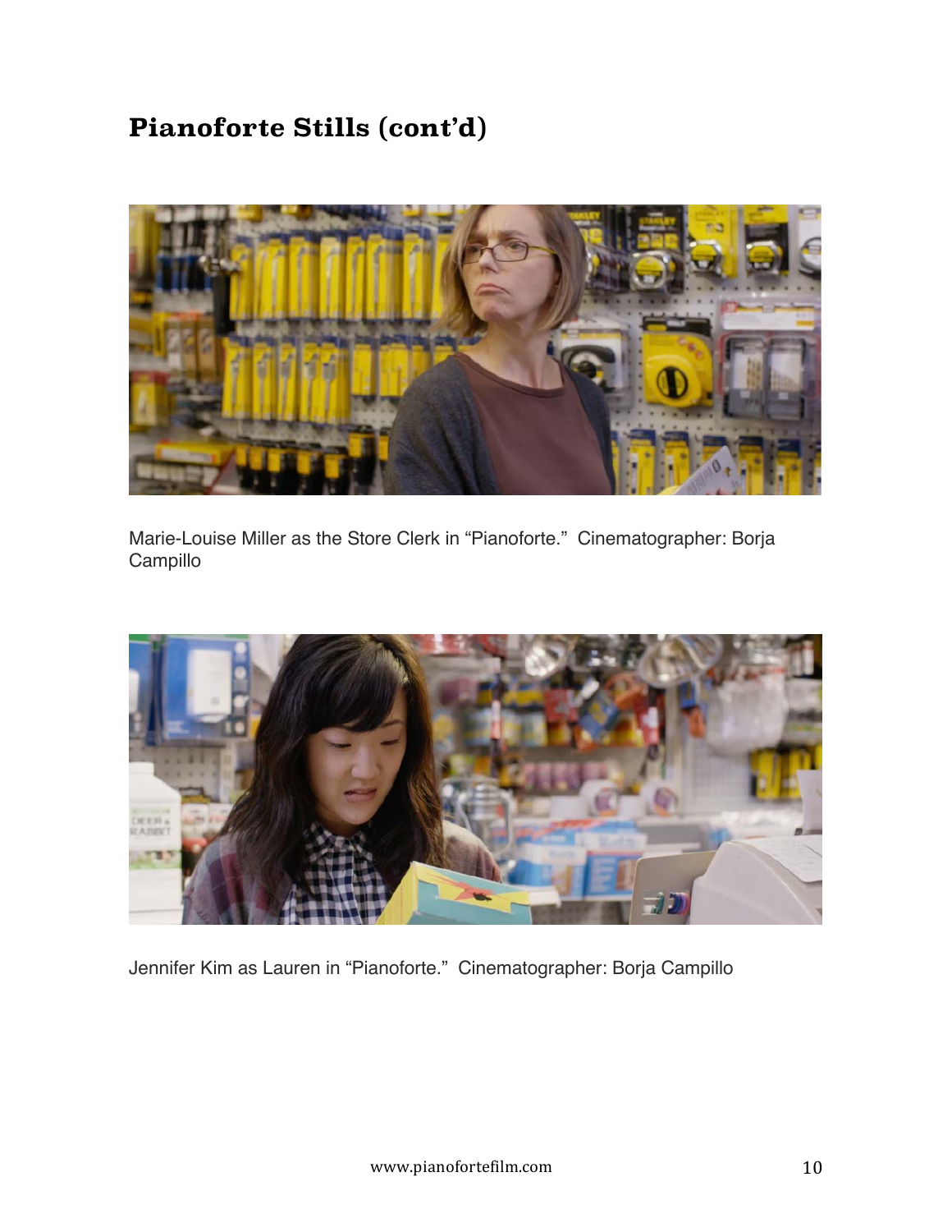## Pianoforte Stills (cont'd)

Marie-Louise Miller as the Store Clerk in "Pianoforte." Cinematographer: Borja Campillo

Jennifer Kim as Lauren in "Pianoforte." Cinematographer: Borja Campillo

www.pianofortefilm.com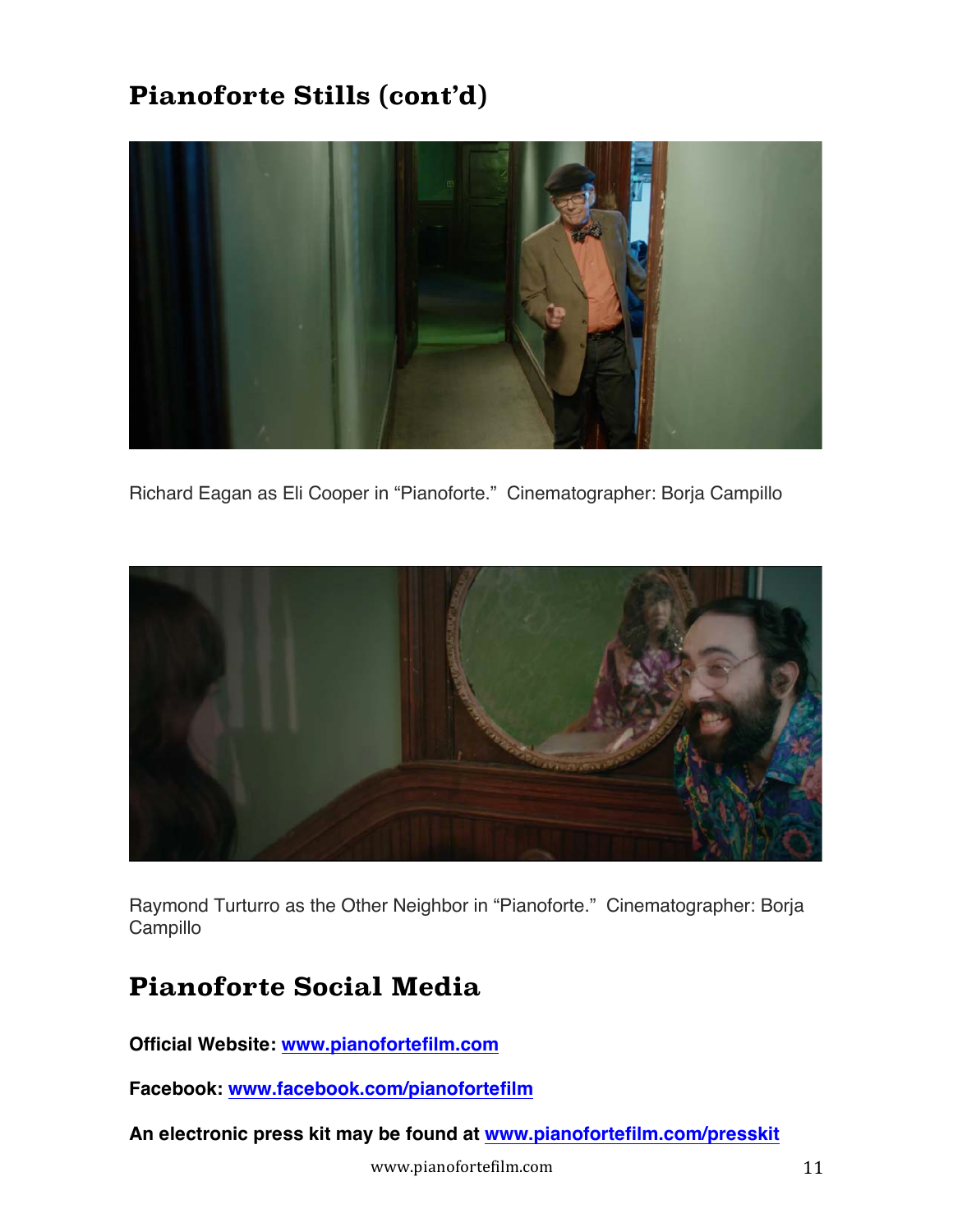## Pianoforte Stills (cont'd)

Richard Eagan as Eli Cooper in "Pianoforte." Cinematographer: Borja Campillo

Raymond Turturro as the Other Neighbor in "Pianoforte." Cinematographer: Borja Campillo

## Pianoforte Social Media

**Official Website: [www.pianofortefilm.com](http://www.pianofortefilm.com)**

**Facebook: [www.facebook.com/pianofortefilm](http://www.facebook.com/pianofortefilm)**

**An electronic press kit may be found at [www.pianofortefilm.com/presskit](http://www.pianofortefilm.com/presskit)**